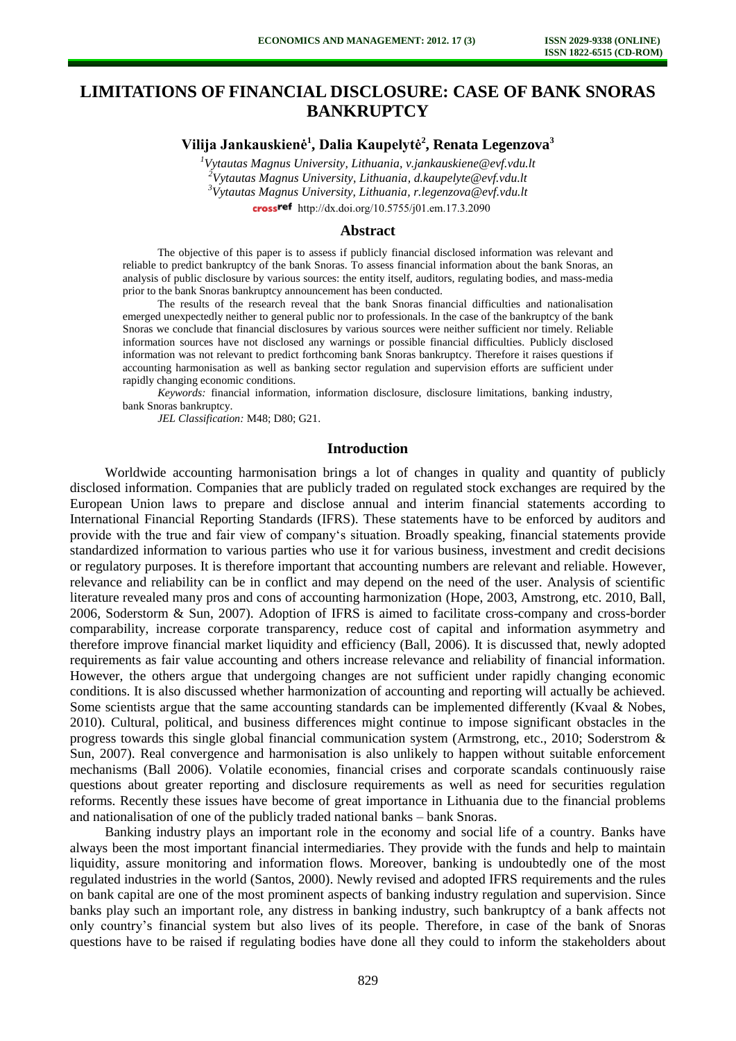# LIMITATIONS OF FINANCIAL DISCLOSURE: CASE OF BANK SNORAS BANKRUPTCY

**Vilija Jankauskienė[1], Dalia Kaupelytė[2], Renata Legenzova[3]**

[1]Vytautas Magnus University, Lithuania, v.jankauskiene@evf.vdu.lt
[2]Vytautas Magnus University, Lithuania, d.kaupelyte@evf.vdu.lt
[3]Vytautas Magnus University, Lithuania, r.legenzova@evf.vdu.lt

crossref http://dx.doi.org/10.5755/j01.em.17.3.2090

## Abstract

The objective of this paper is to assess if publicly financial disclosed information was relevant and reliable to predict bankruptcy of the bank Snoras. To assess financial information about the bank Snoras, an analysis of public disclosure by various sources: the entity itself, auditors, regulating bodies, and mass-media prior to the bank Snoras bankruptcy announcement has been conducted.

The results of the research reveal that the bank Snoras financial difficulties and nationalisation emerged unexpectedly neither to general public nor to professionals. In the case of the bankruptcy of the bank Snoras we conclude that financial disclosures by various sources were neither sufficient nor timely. Reliable information sources have not disclosed any warnings or possible financial difficulties. Publicly disclosed information was not relevant to predict forthcoming bank Snoras bankruptcy. Therefore it raises questions if accounting harmonisation as well as banking sector regulation and supervision efforts are sufficient under rapidly changing economic conditions.

*Keywords:* financial information, information disclosure, disclosure limitations, banking industry, bank Snoras bankruptcy.

*JEL Classification:* M48; D80; G21.

## Introduction

Worldwide accounting harmonisation brings a lot of changes in quality and quantity of publicly disclosed information. Companies that are publicly traded on regulated stock exchanges are required by the European Union laws to prepare and disclose annual and interim financial statements according to International Financial Reporting Standards (IFRS). These statements have to be enforced by auditors and provide with the true and fair view of company's situation. Broadly speaking, financial statements provide standardized information to various parties who use it for various business, investment and credit decisions or regulatory purposes. It is therefore important that accounting numbers are relevant and reliable. However, relevance and reliability can be in conflict and may depend on the need of the user. Analysis of scientific literature revealed many pros and cons of accounting harmonization (Hope, 2003, Amstrong, etc. 2010, Ball, 2006, Soderstorm & Sun, 2007). Adoption of IFRS is aimed to facilitate cross-company and cross-border comparability, increase corporate transparency, reduce cost of capital and information asymmetry and therefore improve financial market liquidity and efficiency (Ball, 2006). It is discussed that, newly adopted requirements as fair value accounting and others increase relevance and reliability of financial information. However, the others argue that undergoing changes are not sufficient under rapidly changing economic conditions. It is also discussed whether harmonization of accounting and reporting will actually be achieved. Some scientists argue that the same accounting standards can be implemented differently (Kvaal & Nobes, 2010). Cultural, political, and business differences might continue to impose significant obstacles in the progress towards this single global financial communication system (Armstrong, etc., 2010; Soderstrom & Sun, 2007). Real convergence and harmonisation is also unlikely to happen without suitable enforcement mechanisms (Ball 2006). Volatile economies, financial crises and corporate scandals continuously raise questions about greater reporting and disclosure requirements as well as need for securities regulation reforms. Recently these issues have become of great importance in Lithuania due to the financial problems and nationalisation of one of the publicly traded national banks – bank Snoras.

Banking industry plays an important role in the economy and social life of a country. Banks have always been the most important financial intermediaries. They provide with the funds and help to maintain liquidity, assure monitoring and information flows. Moreover, banking is undoubtedly one of the most regulated industries in the world (Santos, 2000). Newly revised and adopted IFRS requirements and the rules on bank capital are one of the most prominent aspects of banking industry regulation and supervision. Since banks play such an important role, any distress in banking industry, such bankruptcy of a bank affects not only country's financial system but also lives of its people. Therefore, in case of the bank of Snoras questions have to be raised if regulating bodies have done all they could to inform the stakeholders about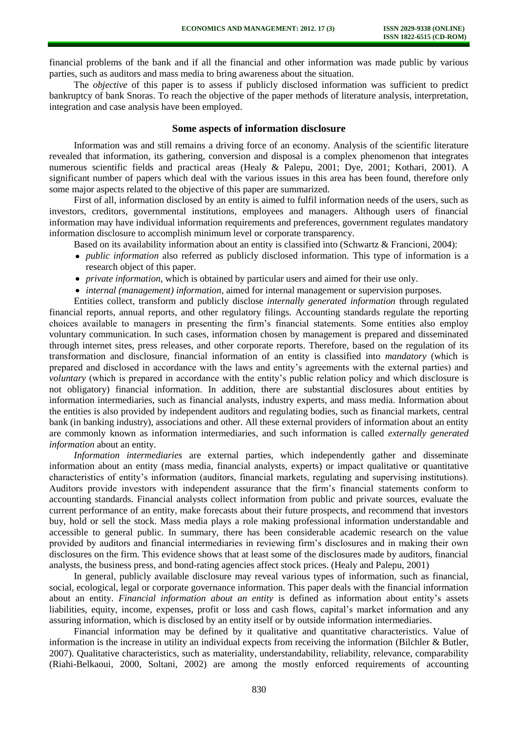financial problems of the bank and if all the financial and other information was made public by various parties, such as auditors and mass media to bring awareness about the situation.

The *objective* of this paper is to assess if publicly disclosed information was sufficient to predict bankruptcy of bank Snoras. To reach the objective of the paper methods of literature analysis, interpretation, integration and case analysis have been employed.

## Some aspects of information disclosure

Information was and still remains a driving force of an economy. Analysis of the scientific literature revealed that information, its gathering, conversion and disposal is a complex phenomenon that integrates numerous scientific fields and practical areas (Healy & Palepu, 2001; Dye, 2001; Kothari, 2001). A significant number of papers which deal with the various issues in this area has been found, therefore only some major aspects related to the objective of this paper are summarized.

First of all, information disclosed by an entity is aimed to fulfil information needs of the users, such as investors, creditors, governmental institutions, employees and managers. Although users of financial information may have individual information requirements and preferences, government regulates mandatory information disclosure to accomplish minimum level or corporate transparency.

Based on its availability information about an entity is classified into (Schwartz & Francioni, 2004):

- *public information* also referred as publicly disclosed information. This type of information is a research object of this paper.
- *private information*, which is obtained by particular users and aimed for their use only.
- *internal (management) information*, aimed for internal management or supervision purposes.

Entities collect, transform and publicly disclose *internally generated information* through regulated financial reports, annual reports, and other regulatory filings. Accounting standards regulate the reporting choices available to managers in presenting the firm's financial statements. Some entities also employ voluntary communication. In such cases, information chosen by management is prepared and disseminated through internet sites, press releases, and other corporate reports. Therefore, based on the regulation of its transformation and disclosure, financial information of an entity is classified into *mandatory* (which is prepared and disclosed in accordance with the laws and entity's agreements with the external parties) and *voluntary* (which is prepared in accordance with the entity's public relation policy and which disclosure is not obligatory) financial information. In addition, there are substantial disclosures about entities by information intermediaries, such as financial analysts, industry experts, and mass media. Information about the entities is also provided by independent auditors and regulating bodies, such as financial markets, central bank (in banking industry), associations and other. All these external providers of information about an entity are commonly known as information intermediaries, and such information is called *externally generated information* about an entity.

*Information intermediaries* are external parties, which independently gather and disseminate information about an entity (mass media, financial analysts, experts) or impact qualitative or quantitative characteristics of entity's information (auditors, financial markets, regulating and supervising institutions). Auditors provide investors with independent assurance that the firm's financial statements conform to accounting standards. Financial analysts collect information from public and private sources, evaluate the current performance of an entity, make forecasts about their future prospects, and recommend that investors buy, hold or sell the stock. Mass media plays a role making professional information understandable and accessible to general public. In summary, there has been considerable academic research on the value provided by auditors and financial intermediaries in reviewing firm's disclosures and in making their own disclosures on the firm. This evidence shows that at least some of the disclosures made by auditors, financial analysts, the business press, and bond-rating agencies affect stock prices. (Healy and Palepu, 2001)

In general, publicly available disclosure may reveal various types of information, such as financial, social, ecological, legal or corporate governance information. This paper deals with the financial information about an entity. *Financial information about an entity* is defined as information about entity's assets liabilities, equity, income, expenses, profit or loss and cash flows, capital's market information and any assuring information, which is disclosed by an entity itself or by outside information intermediaries.

Financial information may be defined by it qualitative and quantitative characteristics. Value of information is the increase in utility an individual expects from receiving the information (Bilchler & Butler, 2007). Qualitative characteristics, such as materiality, understandability, reliability, relevance, comparability (Riahi-Belkaoui, 2000, Soltani, 2002) are among the mostly enforced requirements of accounting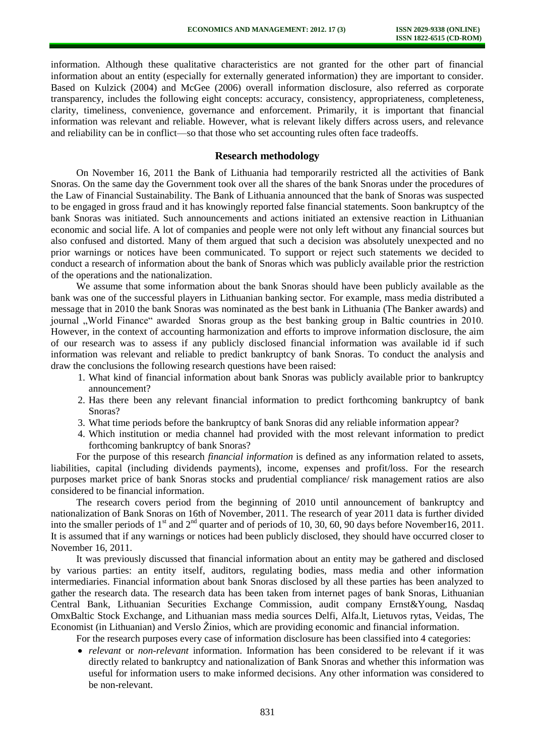information. Although these qualitative characteristics are not granted for the other part of financial information about an entity (especially for externally generated information) they are important to consider. Based on Kulzick (2004) and McGee (2006) overall information disclosure, also referred as corporate transparency, includes the following eight concepts: accuracy, consistency, appropriateness, completeness, clarity, timeliness, convenience, governance and enforcement. Primarily, it is important that financial information was relevant and reliable. However, what is relevant likely differs across users, and relevance and reliability can be in conflict—so that those who set accounting rules often face tradeoffs.

## Research methodology

On November 16, 2011 the Bank of Lithuania had temporarily restricted all the activities of Bank Snoras. On the same day the Government took over all the shares of the bank Snoras under the procedures of the Law of Financial Sustainability. The Bank of Lithuania announced that the bank of Snoras was suspected to be engaged in gross fraud and it has knowingly reported false financial statements. Soon bankruptcy of the bank Snoras was initiated. Such announcements and actions initiated an extensive reaction in Lithuanian economic and social life. A lot of companies and people were not only left without any financial sources but also confused and distorted. Many of them argued that such a decision was absolutely unexpected and no prior warnings or notices have been communicated. To support or reject such statements we decided to conduct a research of information about the bank of Snoras which was publicly available prior the restriction of the operations and the nationalization.

We assume that some information about the bank Snoras should have been publicly available as the bank was one of the successful players in Lithuanian banking sector. For example, mass media distributed a message that in 2010 the bank Snoras was nominated as the best bank in Lithuania (The Banker awards) and journal „World Finance“ awarded Snoras group as the best banking group in Baltic countries in 2010. However, in the context of accounting harmonization and efforts to improve information disclosure, the aim of our research was to assess if any publicly disclosed financial information was available id if such information was relevant and reliable to predict bankruptcy of bank Snoras. To conduct the analysis and draw the conclusions the following research questions have been raised:

1. What kind of financial information about bank Snoras was publicly available prior to bankruptcy announcement?
2. Has there been any relevant financial information to predict forthcoming bankruptcy of bank Snoras?
3. What time periods before the bankruptcy of bank Snoras did any reliable information appear?
4. Which institution or media channel had provided with the most relevant information to predict forthcoming bankruptcy of bank Snoras?

For the purpose of this research *financial information* is defined as any information related to assets, liabilities, capital (including dividends payments), income, expenses and profit/loss. For the research purposes market price of bank Snoras stocks and prudential compliance/ risk management ratios are also considered to be financial information.

The research covers period from the beginning of 2010 until announcement of bankruptcy and nationalization of Bank Snoras on 16th of November, 2011. The research of year 2011 data is further divided into the smaller periods of 1st and 2nd quarter and of periods of 10, 30, 60, 90 days before November16, 2011. It is assumed that if any warnings or notices had been publicly disclosed, they should have occurred closer to November 16, 2011.

It was previously discussed that financial information about an entity may be gathered and disclosed by various parties: an entity itself, auditors, regulating bodies, mass media and other information intermediaries. Financial information about bank Snoras disclosed by all these parties has been analyzed to gather the research data. The research data has been taken from internet pages of bank Snoras, Lithuanian Central Bank, Lithuanian Securities Exchange Commission, audit company Ernst&Young, Nasdaq OmxBaltic Stock Exchange, and Lithuanian mass media sources Delfi, Alfa.lt, Lietuvos rytas, Veidas, The Economist (in Lithuanian) and Verslo Žinios, which are providing economic and financial information.

For the research purposes every case of information disclosure has been classified into 4 categories:

- *relevant* or *non-relevant* information. Information has been considered to be relevant if it was directly related to bankruptcy and nationalization of Bank Snoras and whether this information was useful for information users to make informed decisions. Any other information was considered to be non-relevant.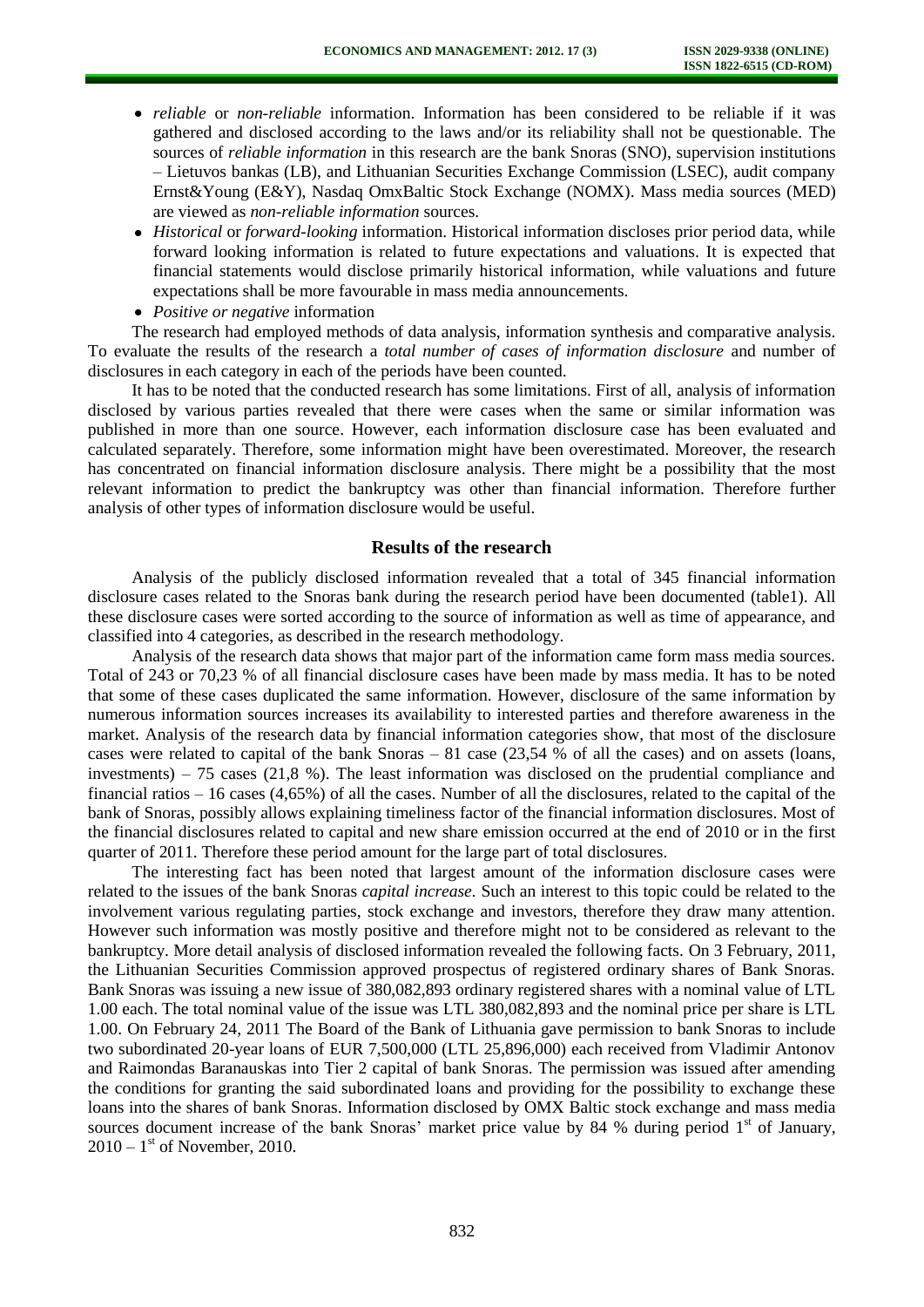- *reliable* or *non-reliable* information. Information has been considered to be reliable if it was gathered and disclosed according to the laws and/or its reliability shall not be questionable. The sources of *reliable information* in this research are the bank Snoras (SNO), supervision institutions – Lietuvos bankas (LB), and Lithuanian Securities Exchange Commission (LSEC), audit company Ernst&Young (E&Y), Nasdaq OmxBaltic Stock Exchange (NOMX). Mass media sources (MED) are viewed as *non-reliable information* sources.
- *Historical* or *forward-looking* information. Historical information discloses prior period data, while forward looking information is related to future expectations and valuations. It is expected that financial statements would disclose primarily historical information, while valuations and future expectations shall be more favourable in mass media announcements.
- *Positive or negative* information

The research had employed methods of data analysis, information synthesis and comparative analysis. To evaluate the results of the research a *total number of cases of information disclosure* and number of disclosures in each category in each of the periods have been counted.

It has to be noted that the conducted research has some limitations. First of all, analysis of information disclosed by various parties revealed that there were cases when the same or similar information was published in more than one source. However, each information disclosure case has been evaluated and calculated separately. Therefore, some information might have been overestimated. Moreover, the research has concentrated on financial information disclosure analysis. There might be a possibility that the most relevant information to predict the bankruptcy was other than financial information. Therefore further analysis of other types of information disclosure would be useful.

## Results of the research

Analysis of the publicly disclosed information revealed that a total of 345 financial information disclosure cases related to the Snoras bank during the research period have been documented (table1). All these disclosure cases were sorted according to the source of information as well as time of appearance, and classified into 4 categories, as described in the research methodology.

Analysis of the research data shows that major part of the information came form mass media sources. Total of 243 or 70,23 % of all financial disclosure cases have been made by mass media. It has to be noted that some of these cases duplicated the same information. However, disclosure of the same information by numerous information sources increases its availability to interested parties and therefore awareness in the market. Analysis of the research data by financial information categories show, that most of the disclosure cases were related to capital of the bank Snoras – 81 case (23,54 % of all the cases) and on assets (loans, investments) – 75 cases (21,8 %). The least information was disclosed on the prudential compliance and financial ratios – 16 cases (4,65%) of all the cases. Number of all the disclosures, related to the capital of the bank of Snoras, possibly allows explaining timeliness factor of the financial information disclosures. Most of the financial disclosures related to capital and new share emission occurred at the end of 2010 or in the first quarter of 2011. Therefore these period amount for the large part of total disclosures.

The interesting fact has been noted that largest amount of the information disclosure cases were related to the issues of the bank Snoras *capital increase*. Such an interest to this topic could be related to the involvement various regulating parties, stock exchange and investors, therefore they draw many attention. However such information was mostly positive and therefore might not to be considered as relevant to the bankruptcy. More detail analysis of disclosed information revealed the following facts. On 3 February, 2011, the Lithuanian Securities Commission approved prospectus of registered ordinary shares of Bank Snoras. Bank Snoras was issuing a new issue of 380,082,893 ordinary registered shares with a nominal value of LTL 1.00 each. The total nominal value of the issue was LTL 380,082,893 and the nominal price per share is LTL 1.00. On February 24, 2011 The Board of the Bank of Lithuania gave permission to bank Snoras to include two subordinated 20-year loans of EUR 7,500,000 (LTL 25,896,000) each received from Vladimir Antonov and Raimondas Baranauskas into Tier 2 capital of bank Snoras. The permission was issued after amending the conditions for granting the said subordinated loans and providing for the possibility to exchange these loans into the shares of bank Snoras. Information disclosed by OMX Baltic stock exchange and mass media sources document increase of the bank Snoras' market price value by 84 % during period 1st of January, 2010 – 1st of November, 2010.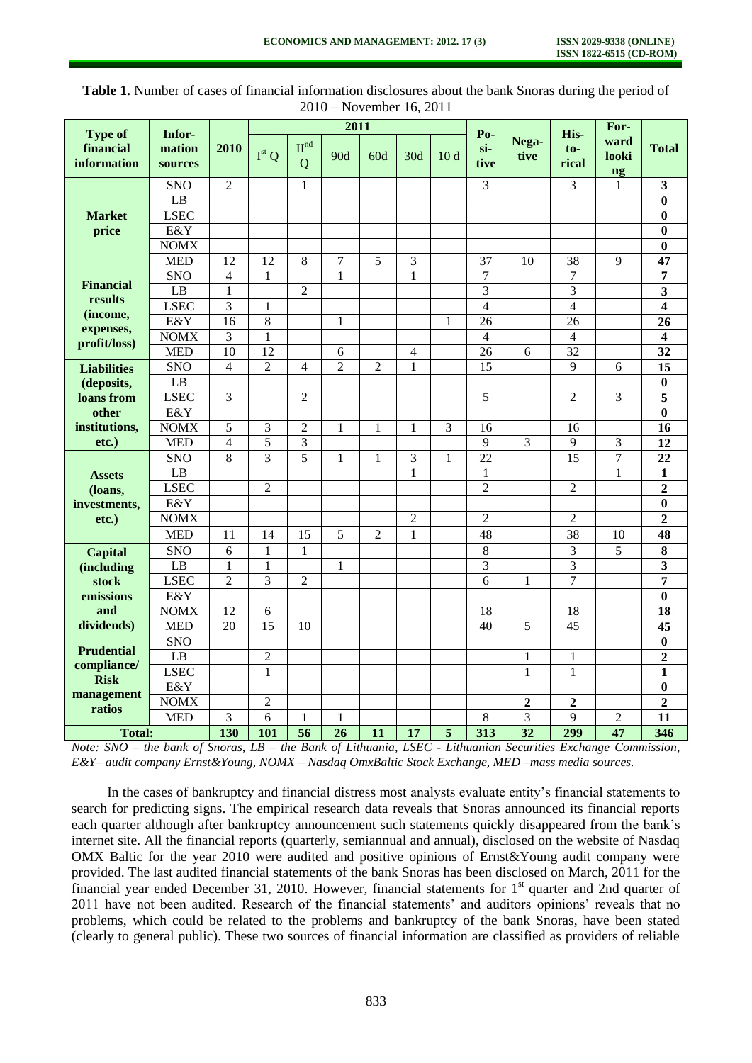**Table 1.** Number of cases of financial information disclosures about the bank Snoras during the period of 2010 – November 16, 2011

| Type of financial information | Information sources | 2010 | 2011 | | | | | | Positive | Negative | Historical | Forward looking | Total |
|---|---|---|---|---|---|---|---|---|---|---|---|---|---|
| | | | $I^{st}$ Q | $II^{nd}$ Q | 90d | 60d | 30d | 10 d | | | | | |
| **Market price** | SNO | 2 | | 1 | | | | | 3 | | 3 | 1 | **3** |
| | LB | | | | | | | | | | | | **0** |
| | LSEC | | | | | | | | | | | | **0** |
| | E&Y | | | | | | | | | | | | **0** |
| | NOMX | | | | | | | | | | | | **0** |
| | MED | 12 | 12 | 8 | 7 | 5 | 3 | | 37 | 10 | 38 | 9 | **47** |
| **Financial results (income, expenses, profit/loss)** | SNO | 4 | 1 | | 1 | | 1 | | 7 | | 7 | | **7** |
| | LB | 1 | | 2 | | | | | 3 | | 3 | | **3** |
| | LSEC | 3 | 1 | | | | | | 4 | | 4 | | **4** |
| | E&Y | 16 | 8 | | 1 | | | 1 | 26 | | 26 | | **26** |
| | NOMX | 3 | 1 | | | | | | 4 | | 4 | | **4** |
| | MED | 10 | 12 | | 6 | | 4 | | 26 | 6 | 32 | | **32** |
| **Liabilities (deposits, loans from other institutions, etc.)** | SNO | 4 | 2 | 4 | 2 | 2 | 1 | | 15 | | 9 | 6 | **15** |
| | LB | | | | | | | | | | | | **0** |
| | LSEC | 3 | | 2 | | | | | 5 | | 2 | 3 | **5** |
| | E&Y | | | | | | | | | | | | **0** |
| | NOMX | 5 | 3 | 2 | 1 | 1 | 1 | 3 | 16 | | 16 | | **16** |
| | MED | 4 | 5 | 3 | | | | | 9 | 3 | 9 | 3 | **12** |
| **Assets (loans, investments, etc.)** | SNO | 8 | 3 | 5 | 1 | 1 | 3 | 1 | 22 | | 15 | 7 | **22** |
| | LB | | | | | | 1 | | 1 | | | 1 | **1** |
| | LSEC | | 2 | | | | | | 2 | | 2 | | **2** |
| | E&Y | | | | | | | | | | | | **0** |
| | NOMX | | | | | | 2 | | 2 | | 2 | | **2** |
| | MED | 11 | 14 | 15 | 5 | 2 | 1 | | 48 | | 38 | 10 | **48** |
| **Capital (including stock emissions and dividends)** | SNO | 6 | 1 | 1 | | | | | 8 | | 3 | 5 | **8** |
| | LB | 1 | 1 | | 1 | | | | 3 | | 3 | | **3** |
| | LSEC | 2 | 3 | 2 | | | | | 6 | 1 | 7 | | **7** |
| | E&Y | | | | | | | | | | | | **0** |
| | NOMX | 12 | 6 | | | | | | 18 | | 18 | | **18** |
| | MED | 20 | 15 | 10 | | | | | 40 | 5 | 45 | | **45** |
| **Prudential compliance/ Risk management ratios** | SNO | | | | | | | | | | | | **0** |
| | LB | | 2 | | | | | | | 1 | 1 | | **2** |
| | LSEC | | 1 | | | | | | | 1 | 1 | | **1** |
| | E&Y | | | | | | | | | | | | **0** |
| | NOMX | | 2 | | | | | | | **2** | **2** | | **2** |
| | MED | 3 | 6 | 1 | 1 | | | | 8 | 3 | 9 | 2 | **11** |
| **Total:** | | **130** | **101** | **56** | **26** | **11** | **17** | **5** | **313** | **32** | **299** | **47** | **346** |

*Note: SNO – the bank of Snoras, LB – the Bank of Lithuania, LSEC - Lithuanian Securities Exchange Commission, E&Y– audit company Ernst&Young, NOMX – Nasdaq OmxBaltic Stock Exchange, MED –mass media sources.*

In the cases of bankruptcy and financial distress most analysts evaluate entity's financial statements to search for predicting signs. The empirical research data reveals that Snoras announced its financial reports each quarter although after bankruptcy announcement such statements quickly disappeared from the bank's internet site. All the financial reports (quarterly, semiannual and annual), disclosed on the website of Nasdaq OMX Baltic for the year 2010 were audited and positive opinions of Ernst&Young audit company were provided. The last audited financial statements of the bank Snoras has been disclosed on March, 2011 for the financial year ended December 31, 2010. However, financial statements for 1st quarter and 2nd quarter of 2011 have not been audited. Research of the financial statements' and auditors opinions' reveals that no problems, which could be related to the problems and bankruptcy of the bank Snoras, have been stated (clearly to general public). These two sources of financial information are classified as providers of reliable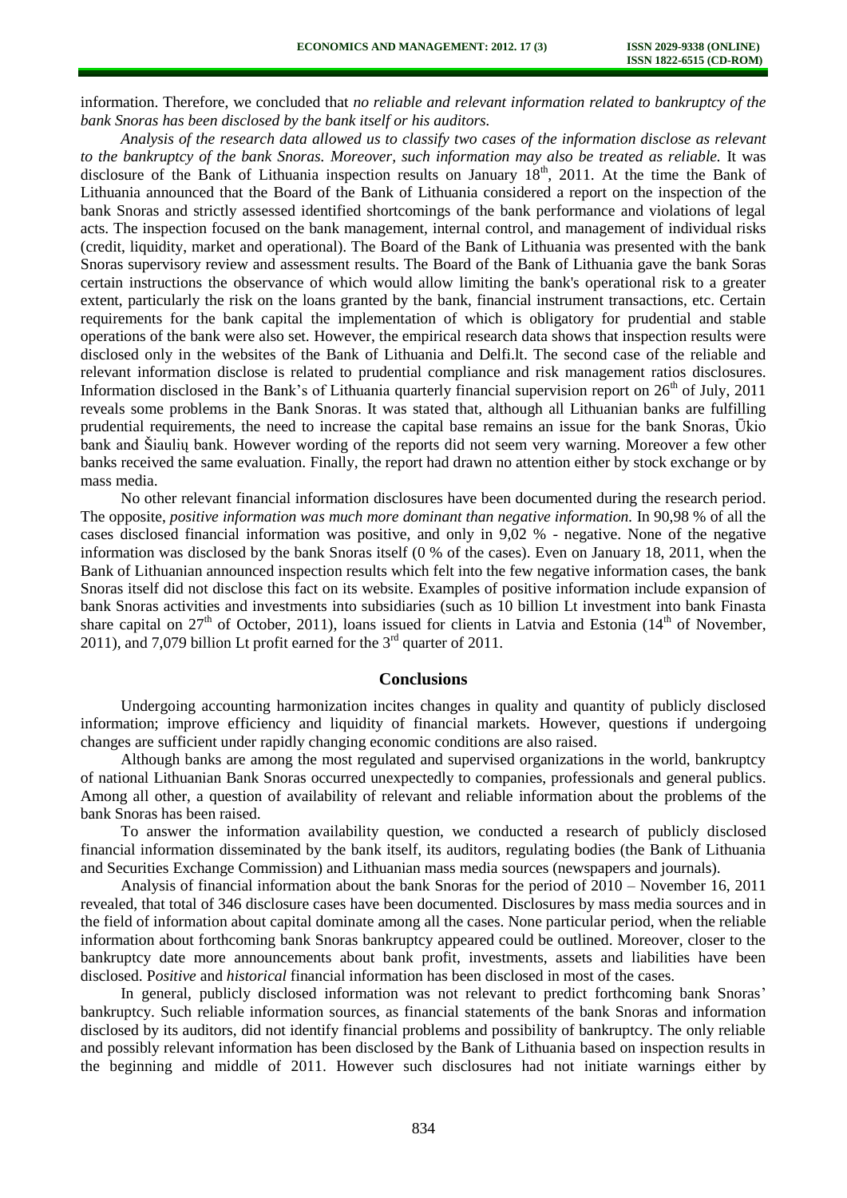information. Therefore, we concluded that *no reliable and relevant information related to bankruptcy of the bank Snoras has been disclosed by the bank itself or his auditors.*

*Analysis of the research data allowed us to classify two cases of the information disclose as relevant to the bankruptcy of the bank Snoras. Moreover, such information may also be treated as reliable.* It was disclosure of the Bank of Lithuania inspection results on January 18th, 2011. At the time the Bank of Lithuania announced that the Board of the Bank of Lithuania considered a report on the inspection of the bank Snoras and strictly assessed identified shortcomings of the bank performance and violations of legal acts. The inspection focused on the bank management, internal control, and management of individual risks (credit, liquidity, market and operational). The Board of the Bank of Lithuania was presented with the bank Snoras supervisory review and assessment results. The Board of the Bank of Lithuania gave the bank Soras certain instructions the observance of which would allow limiting the bank's operational risk to a greater extent, particularly the risk on the loans granted by the bank, financial instrument transactions, etc. Certain requirements for the bank capital the implementation of which is obligatory for prudential and stable operations of the bank were also set. However, the empirical research data shows that inspection results were disclosed only in the websites of the Bank of Lithuania and Delfi.lt. The second case of the reliable and relevant information disclose is related to prudential compliance and risk management ratios disclosures. Information disclosed in the Bank's of Lithuania quarterly financial supervision report on 26th of July, 2011 reveals some problems in the Bank Snoras. It was stated that, although all Lithuanian banks are fulfilling prudential requirements, the need to increase the capital base remains an issue for the bank Snoras, Ūkio bank and Šiaulių bank. However wording of the reports did not seem very warning. Moreover a few other banks received the same evaluation. Finally, the report had drawn no attention either by stock exchange or by mass media.

No other relevant financial information disclosures have been documented during the research period. The opposite, *positive information was much more dominant than negative information.* In 90,98 % of all the cases disclosed financial information was positive, and only in 9,02 % - negative. None of the negative information was disclosed by the bank Snoras itself (0 % of the cases). Even on January 18, 2011, when the Bank of Lithuanian announced inspection results which felt into the few negative information cases, the bank Snoras itself did not disclose this fact on its website. Examples of positive information include expansion of bank Snoras activities and investments into subsidiaries (such as 10 billion Lt investment into bank Finasta share capital on 27th of October, 2011), loans issued for clients in Latvia and Estonia (14th of November, 2011), and 7,079 billion Lt profit earned for the 3rd quarter of 2011.

## Conclusions

Undergoing accounting harmonization incites changes in quality and quantity of publicly disclosed information; improve efficiency and liquidity of financial markets. However, questions if undergoing changes are sufficient under rapidly changing economic conditions are also raised.

Although banks are among the most regulated and supervised organizations in the world, bankruptcy of national Lithuanian Bank Snoras occurred unexpectedly to companies, professionals and general publics. Among all other, a question of availability of relevant and reliable information about the problems of the bank Snoras has been raised.

To answer the information availability question, we conducted a research of publicly disclosed financial information disseminated by the bank itself, its auditors, regulating bodies (the Bank of Lithuania and Securities Exchange Commission) and Lithuanian mass media sources (newspapers and journals).

Analysis of financial information about the bank Snoras for the period of 2010 – November 16, 2011 revealed, that total of 346 disclosure cases have been documented. Disclosures by mass media sources and in the field of information about capital dominate among all the cases. None particular period, when the reliable information about forthcoming bank Snoras bankruptcy appeared could be outlined. Moreover, closer to the bankruptcy date more announcements about bank profit, investments, assets and liabilities have been disclosed. P*ositive* and *historical* financial information has been disclosed in most of the cases.

In general, publicly disclosed information was not relevant to predict forthcoming bank Snoras' bankruptcy. Such reliable information sources, as financial statements of the bank Snoras and information disclosed by its auditors, did not identify financial problems and possibility of bankruptcy. The only reliable and possibly relevant information has been disclosed by the Bank of Lithuania based on inspection results in the beginning and middle of 2011. However such disclosures had not initiate warnings either by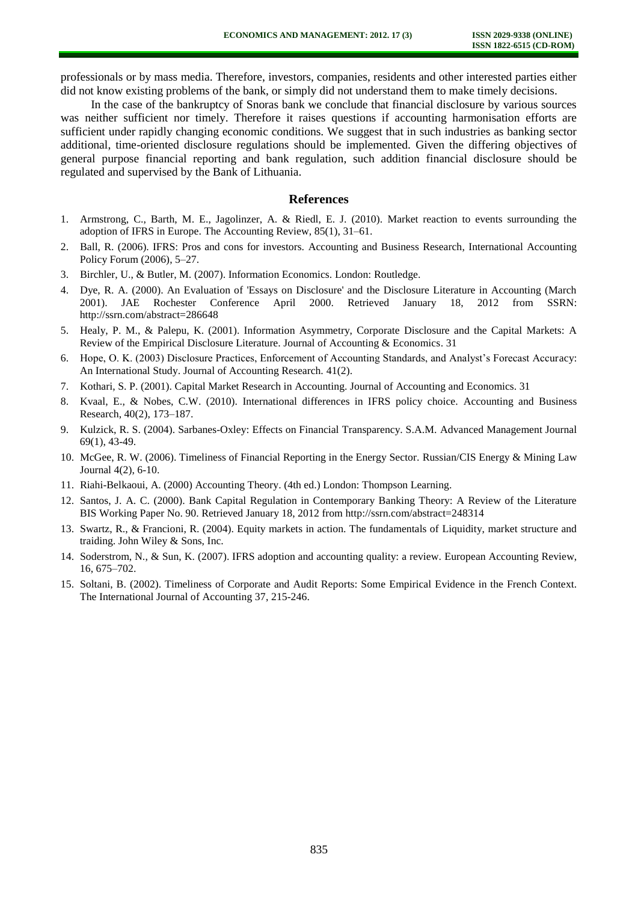professionals or by mass media. Therefore, investors, companies, residents and other interested parties either did not know existing problems of the bank, or simply did not understand them to make timely decisions.

In the case of the bankruptcy of Snoras bank we conclude that financial disclosure by various sources was neither sufficient nor timely. Therefore it raises questions if accounting harmonisation efforts are sufficient under rapidly changing economic conditions. We suggest that in such industries as banking sector additional, time-oriented disclosure regulations should be implemented. Given the differing objectives of general purpose financial reporting and bank regulation, such addition financial disclosure should be regulated and supervised by the Bank of Lithuania.

## References

1. Armstrong, C., Barth, M. E., Jagolinzer, A. & Riedl, E. J. (2010). Market reaction to events surrounding the adoption of IFRS in Europe. The Accounting Review, 85(1), 31–61.
2. Ball, R. (2006). IFRS: Pros and cons for investors. Accounting and Business Research, International Accounting Policy Forum (2006), 5–27.
3. Birchler, U., & Butler, M. (2007). Information Economics. London: Routledge.
4. Dye, R. A. (2000). An Evaluation of 'Essays on Disclosure' and the Disclosure Literature in Accounting (March 2001). JAE Rochester Conference April 2000. Retrieved January 18, 2012 from SSRN: http://ssrn.com/abstract=286648
5. Healy, P. M., & Palepu, K. (2001). Information Asymmetry, Corporate Disclosure and the Capital Markets: A Review of the Empirical Disclosure Literature. Journal of Accounting & Economics. 31
6. Hope, O. K. (2003) Disclosure Practices, Enforcement of Accounting Standards, and Analyst's Forecast Accuracy: An International Study. Journal of Accounting Research. 41(2).
7. Kothari, S. P. (2001). Capital Market Research in Accounting. Journal of Accounting and Economics. 31
8. Kvaal, E., & Nobes, C.W. (2010). International differences in IFRS policy choice. Accounting and Business Research, 40(2), 173–187.
9. Kulzick, R. S. (2004). Sarbanes-Oxley: Effects on Financial Transparency. S.A.M. Advanced Management Journal 69(1), 43-49.
10. McGee, R. W. (2006). Timeliness of Financial Reporting in the Energy Sector. Russian/CIS Energy & Mining Law Journal 4(2), 6-10.
11. Riahi-Belkaoui, A. (2000) Accounting Theory. (4th ed.) London: Thompson Learning.
12. Santos, J. A. C. (2000). Bank Capital Regulation in Contemporary Banking Theory: A Review of the Literature BIS Working Paper No. 90. Retrieved January 18, 2012 from http://ssrn.com/abstract=248314
13. Swartz, R., & Francioni, R. (2004). Equity markets in action. The fundamentals of Liquidity, market structure and traiding. John Wiley & Sons, Inc.
14. Soderstrom, N., & Sun, K. (2007). IFRS adoption and accounting quality: a review. European Accounting Review, 16, 675–702.
15. Soltani, B. (2002). Timeliness of Corporate and Audit Reports: Some Empirical Evidence in the French Context. The International Journal of Accounting 37, 215-246.